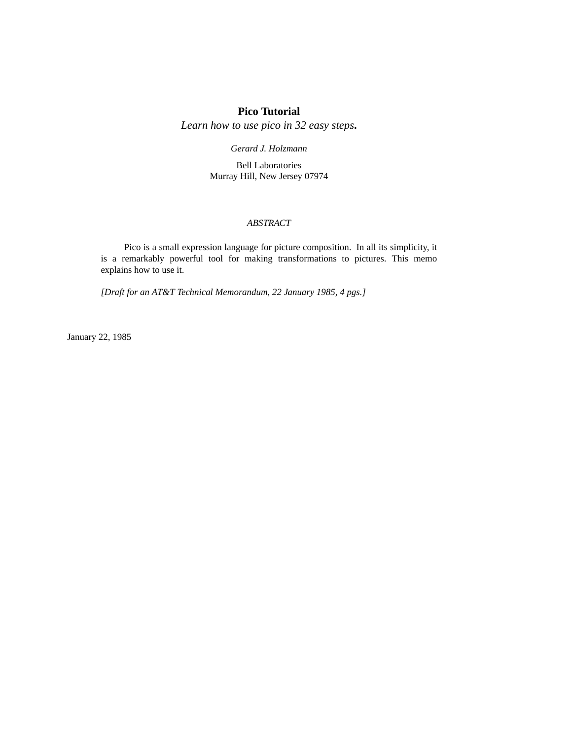# Pico Tutorial

*Learn how to use pico in 32 easy steps.*

*Gerard J. Holzmann*

Bell Laboratories
Murray Hill, New Jersey 07974

*ABSTRACT*

Pico is a small expression language for picture composition. In all its simplicity, it is a remarkably powerful tool for making transformations to pictures. This memo explains how to use it.

*[Draft for an AT&T Technical Memorandum, 22 January 1985, 4 pgs.]*

January 22, 1985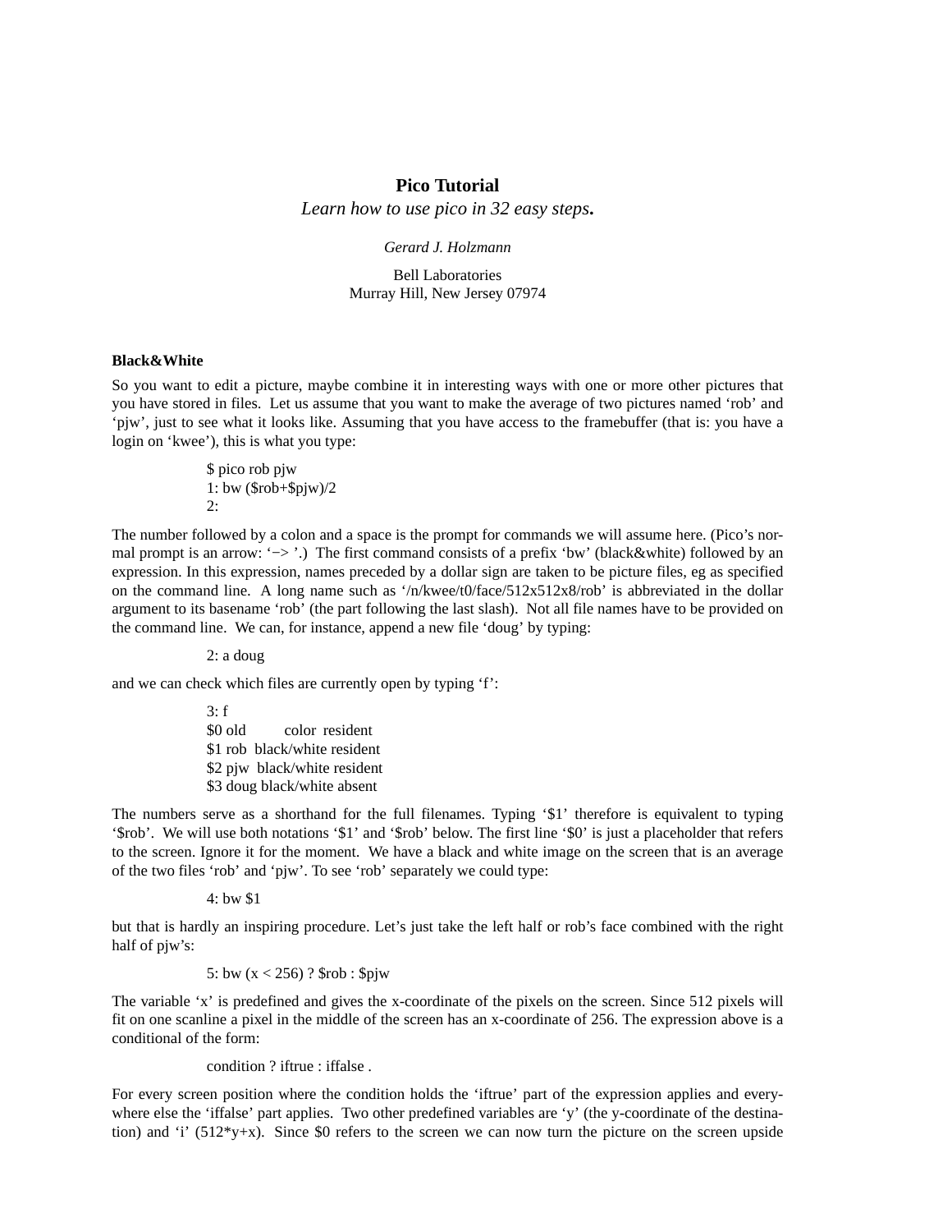**Pico Tutorial**

*Learn how to use pico in 32 easy steps.*

*Gerard J. Holzmann*

Bell Laboratories
Murray Hill, New Jersey 07974

**Black&White**

So you want to edit a picture, maybe combine it in interesting ways with one or more other pictures that you have stored in files. Let us assume that you want to make the average of two pictures named 'rob' and 'pjw', just to see what it looks like. Assuming that you have access to the framebuffer (that is: you have a login on 'kwee'), this is what you type:

```
$ pico rob pjw
1: bw ($rob+$pjw)/2
2:
```

The number followed by a colon and a space is the prompt for commands we will assume here. (Pico's normal prompt is an arrow: '−> '.) The first command consists of a prefix 'bw' (black&white) followed by an expression. In this expression, names preceded by a dollar sign are taken to be picture files, eg as specified on the command line. A long name such as '/n/kwee/t0/face/512x512x8/rob' is abbreviated in the dollar argument to its basename 'rob' (the part following the last slash). Not all file names have to be provided on the command line. We can, for instance, append a new file 'doug' by typing:

```
2: a doug
```

and we can check which files are currently open by typing 'f':

```
3: f
$0 old        color  resident
$1 rob  black/white resident
$2 pjw  black/white resident
$3 doug black/white absent
```

The numbers serve as a shorthand for the full filenames. Typing '$1' therefore is equivalent to typing '$rob'. We will use both notations '$1' and '$rob' below. The first line '$0' is just a placeholder that refers to the screen. Ignore it for the moment. We have a black and white image on the screen that is an average of the two files 'rob' and 'pjw'. To see 'rob' separately we could type:

```
4: bw $1
```

but that is hardly an inspiring procedure. Let's just take the left half or rob's face combined with the right half of pjw's:

```
5: bw (x < 256) ? $rob : $pjw
```

The variable 'x' is predefined and gives the x-coordinate of the pixels on the screen. Since 512 pixels will fit on one scanline a pixel in the middle of the screen has an x-coordinate of 256. The expression above is a conditional of the form:

```
condition ? iftrue : iffalse .
```

For every screen position where the condition holds the 'iftrue' part of the expression applies and everywhere else the 'iffalse' part applies. Two other predefined variables are 'y' (the y-coordinate of the destination) and 'i' (512*y+x). Since $0 refers to the screen we can now turn the picture on the screen upside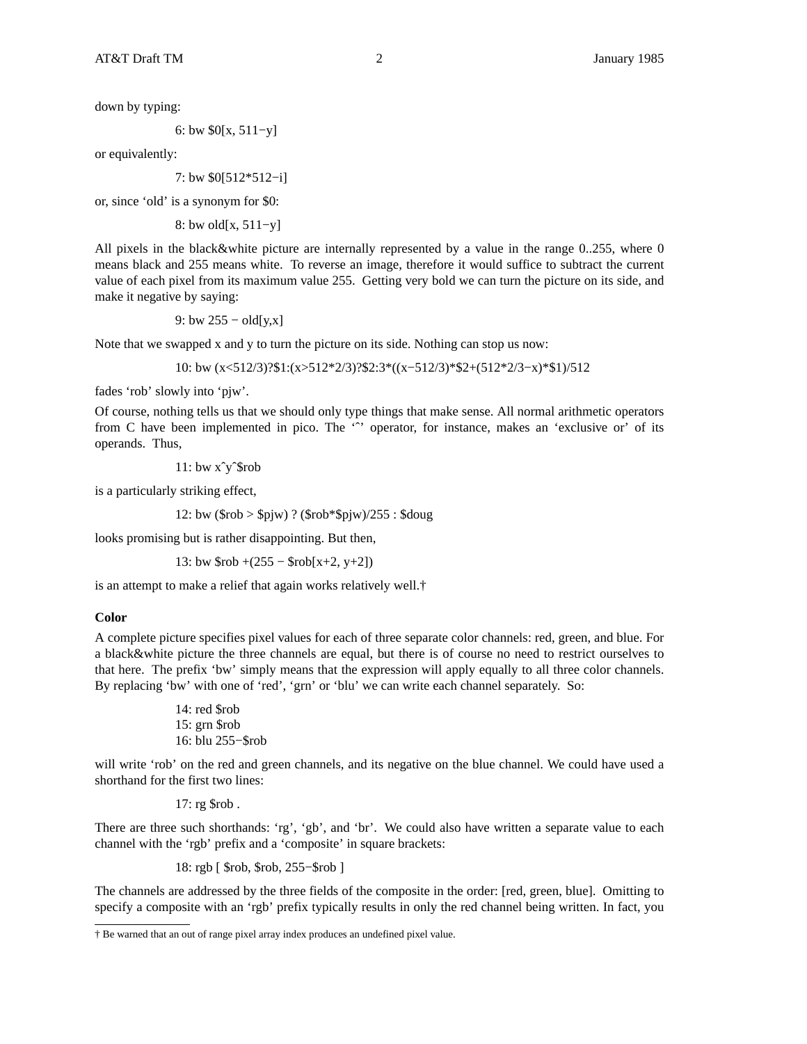down by typing:

```
6: bw $0[x, 511−y]
```

or equivalently:

```
7: bw $0[512*512−i]
```

or, since 'old' is a synonym for $0:

```
8: bw old[x, 511−y]
```

All pixels in the black&white picture are internally represented by a value in the range 0..255, where 0 means black and 255 means white. To reverse an image, therefore it would suffice to subtract the current value of each pixel from its maximum value 255. Getting very bold we can turn the picture on its side, and make it negative by saying:

```
9: bw 255 − old[y,x]
```

Note that we swapped x and y to turn the picture on its side. Nothing can stop us now:

```
10: bw (x<512/3)?$1:(x>512*2/3)?$2:3*((x−512/3)*$2+(512*2/3−x)*$1)/512
```

fades 'rob' slowly into 'pjw'.

Of course, nothing tells us that we should only type things that make sense. All normal arithmetic operators from C have been implemented in pico. The '^' operator, for instance, makes an 'exclusive or' of its operands. Thus,

```
11: bw x^y^$rob
```

is a particularly striking effect,

```
12: bw ($rob > $pjw) ? ($rob*$pjw)/255 : $doug
```

looks promising but is rather disappointing. But then,

```
13: bw $rob +(255 − $rob[x+2, y+2])
```

is an attempt to make a relief that again works relatively well.†

**Color**

A complete picture specifies pixel values for each of three separate color channels: red, green, and blue. For a black&white picture the three channels are equal, but there is of course no need to restrict ourselves to that here. The prefix 'bw' simply means that the expression will apply equally to all three color channels. By replacing 'bw' with one of 'red', 'grn' or 'blu' we can write each channel separately. So:

```
14: red $rob
15: grn $rob
16: blu 255−$rob
```

will write 'rob' on the red and green channels, and its negative on the blue channel. We could have used a shorthand for the first two lines:

```
17: rg $rob .
```

There are three such shorthands: 'rg', 'gb', and 'br'. We could also have written a separate value to each channel with the 'rgb' prefix and a 'composite' in square brackets:

```
18: rgb [ $rob, $rob, 255−$rob ]
```

The channels are addressed by the three fields of the composite in the order: [red, green, blue]. Omitting to specify a composite with an 'rgb' prefix typically results in only the red channel being written. In fact, you

† Be warned that an out of range pixel array index produces an undefined pixel value.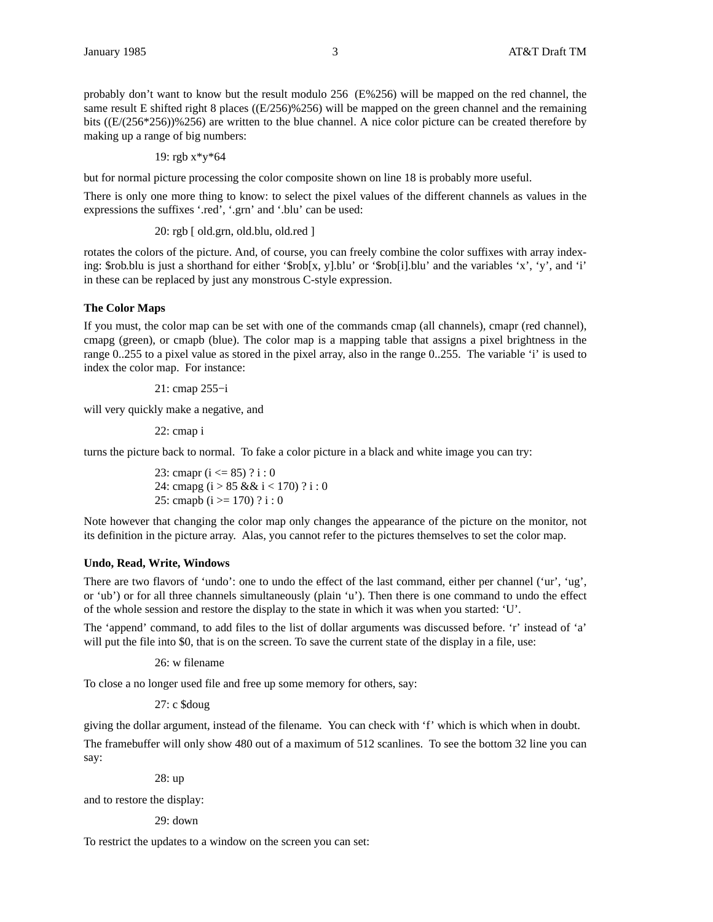probably don't want to know but the result modulo 256 (E%256) will be mapped on the red channel, the same result E shifted right 8 places ((E/256)%256) will be mapped on the green channel and the remaining bits ((E/(256*256))%256) are written to the blue channel. A nice color picture can be created therefore by making up a range of big numbers:

```
19: rgb x*y*64
```

but for normal picture processing the color composite shown on line 18 is probably more useful.

There is only one more thing to know: to select the pixel values of the different channels as values in the expressions the suffixes '.red', '.grn' and '.blu' can be used:

```
20: rgb [ old.grn, old.blu, old.red ]
```

rotates the colors of the picture. And, of course, you can freely combine the color suffixes with array indexing: $rob.blu is just a shorthand for either '$rob[x, y].blu' or '$rob[i].blu' and the variables 'x', 'y', and 'i' in these can be replaced by just any monstrous C-style expression.

**The Color Maps**

If you must, the color map can be set with one of the commands cmap (all channels), cmapr (red channel), cmapg (green), or cmapb (blue). The color map is a mapping table that assigns a pixel brightness in the range 0..255 to a pixel value as stored in the pixel array, also in the range 0..255. The variable 'i' is used to index the color map. For instance:

```
21: cmap 255−i
```

will very quickly make a negative, and

```
22: cmap i
```

turns the picture back to normal. To fake a color picture in a black and white image you can try:

```
23: cmapr (i <= 85) ? i : 0
24: cmapg (i > 85 && i < 170) ? i : 0
25: cmapb (i >= 170) ? i : 0
```

Note however that changing the color map only changes the appearance of the picture on the monitor, not its definition in the picture array. Alas, you cannot refer to the pictures themselves to set the color map.

**Undo, Read, Write, Windows**

There are two flavors of 'undo': one to undo the effect of the last command, either per channel ('ur', 'ug', or 'ub') or for all three channels simultaneously (plain 'u'). Then there is one command to undo the effect of the whole session and restore the display to the state in which it was when you started: 'U'.

The 'append' command, to add files to the list of dollar arguments was discussed before. 'r' instead of 'a' will put the file into $0, that is on the screen. To save the current state of the display in a file, use:

```
26: w filename
```

To close a no longer used file and free up some memory for others, say:

```
27: c $doug
```

giving the dollar argument, instead of the filename. You can check with 'f' which is which when in doubt.

The framebuffer will only show 480 out of a maximum of 512 scanlines. To see the bottom 32 line you can say:

```
28: up
```

and to restore the display:

```
29: down
```

To restrict the updates to a window on the screen you can set: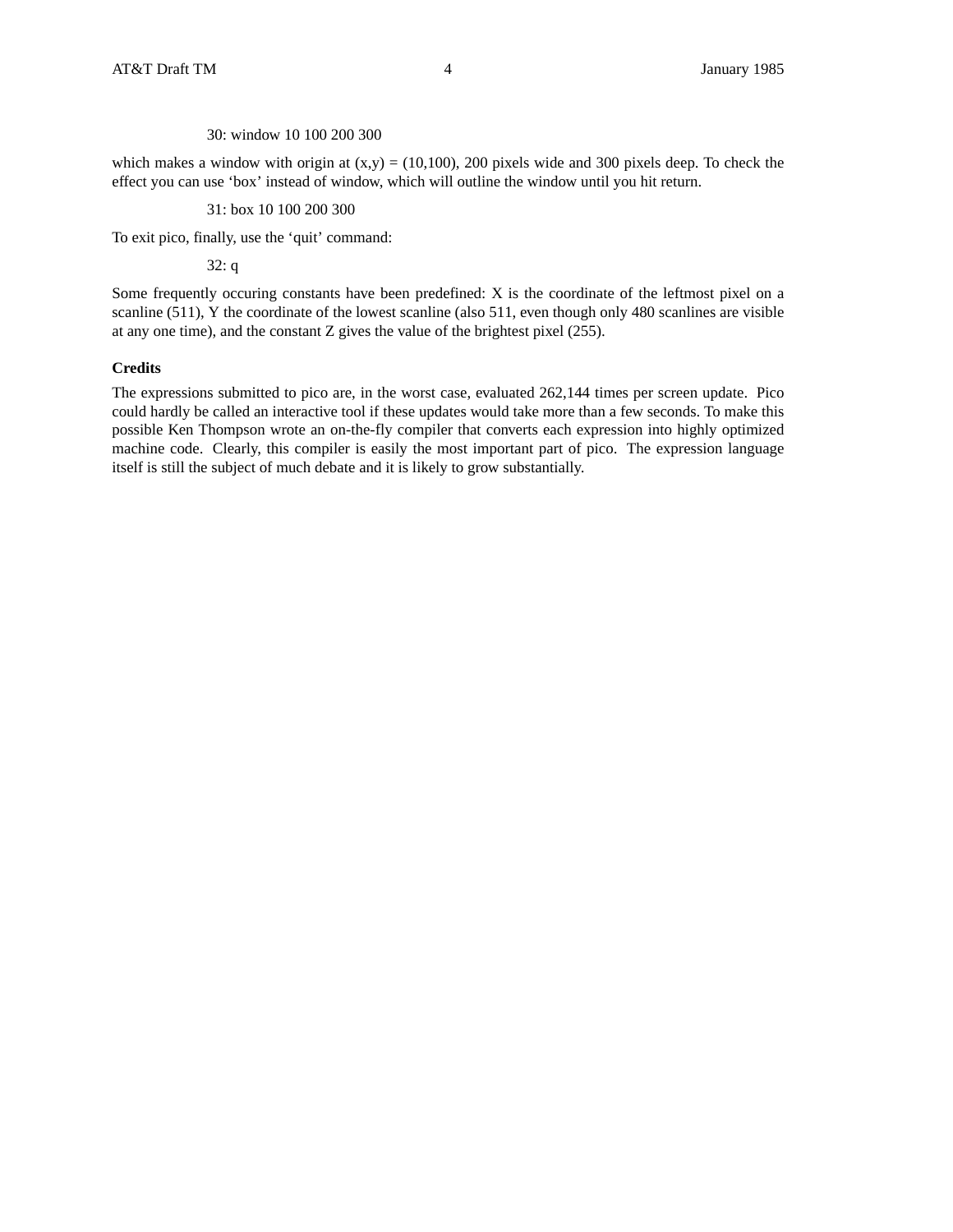```
30: window 10 100 200 300
```

which makes a window with origin at (x,y) = (10,100), 200 pixels wide and 300 pixels deep. To check the effect you can use 'box' instead of window, which will outline the window until you hit return.

```
31: box 10 100 200 300
```

To exit pico, finally, use the 'quit' command:

```
32: q
```

Some frequently occuring constants have been predefined: X is the coordinate of the leftmost pixel on a scanline (511), Y the coordinate of the lowest scanline (also 511, even though only 480 scanlines are visible at any one time), and the constant Z gives the value of the brightest pixel (255).

**Credits**

The expressions submitted to pico are, in the worst case, evaluated 262,144 times per screen update. Pico could hardly be called an interactive tool if these updates would take more than a few seconds. To make this possible Ken Thompson wrote an on-the-fly compiler that converts each expression into highly optimized machine code. Clearly, this compiler is easily the most important part of pico. The expression language itself is still the subject of much debate and it is likely to grow substantially.